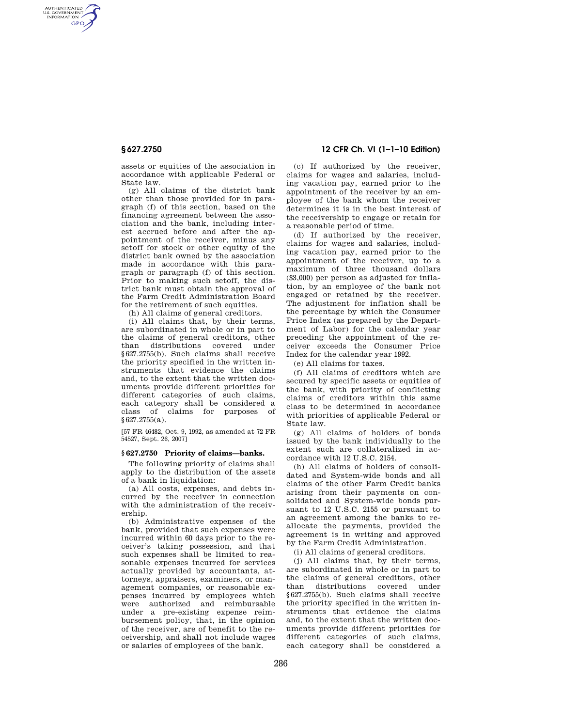assets or equities of the association in accordance with applicable Federal or State law.

(g) All claims of the district bank other than those provided for in paragraph (f) of this section, based on the financing agreement between the association and the bank, including interest accrued before and after the appointment of the receiver, minus any setoff for stock or other equity of the district bank owned by the association made in accordance with this paragraph or paragraph (f) of this section. Prior to making such setoff, the district bank must obtain the approval of the Farm Credit Administration Board for the retirement of such equities.

(h) All claims of general creditors.

(i) All claims that, by their terms, are subordinated in whole or in part to the claims of general creditors, other than distributions covered under §627.2755(b). Such claims shall receive the priority specified in the written instruments that evidence the claims and, to the extent that the written documents provide different priorities for different categories of such claims, each category shall be considered a class of claims for purposes of §627.2755(a).

[57 FR 46482, Oct. 9, 1992, as amended at 72 FR 54527, Sept. 26, 2007]

### §627.2750 Priority of claims—banks.

The following priority of claims shall apply to the distribution of the assets of a bank in liquidation:

(a) All costs, expenses, and debts incurred by the receiver in connection with the administration of the receivership.

(b) Administrative expenses of the bank, provided that such expenses were incurred within 60 days prior to the receiver's taking possession, and that such expenses shall be limited to reasonable expenses incurred for services actually provided by accountants, attorneys, appraisers, examiners, or management companies, or reasonable expenses incurred by employees which were authorized and reimbursable under a pre-existing expense reimbursement policy, that, in the opinion of the receiver, are of benefit to the receivership, and shall not include wages or salaries of employees of the bank.

(c) If authorized by the receiver, claims for wages and salaries, including vacation pay, earned prior to the appointment of the receiver by an employee of the bank whom the receiver determines it is in the best interest of the receivership to engage or retain for a reasonable period of time.

(d) If authorized by the receiver, claims for wages and salaries, including vacation pay, earned prior to the appointment of the receiver, up to a maximum of three thousand dollars ($3,000) per person as adjusted for inflation, by an employee of the bank not engaged or retained by the receiver. The adjustment for inflation shall be the percentage by which the Consumer Price Index (as prepared by the Department of Labor) for the calendar year preceding the appointment of the receiver exceeds the Consumer Price Index for the calendar year 1992.

(e) All claims for taxes.

(f) All claims of creditors which are secured by specific assets or equities of the bank, with priority of conflicting claims of creditors within this same class to be determined in accordance with priorities of applicable Federal or State law.

(g) All claims of holders of bonds issued by the bank individually to the extent such are collateralized in accordance with 12 U.S.C. 2154.

(h) All claims of holders of consolidated and System-wide bonds and all claims of the other Farm Credit banks arising from their payments on consolidated and System-wide bonds pursuant to 12 U.S.C. 2155 or pursuant to an agreement among the banks to reallocate the payments, provided the agreement is in writing and approved by the Farm Credit Administration.

(i) All claims of general creditors.

(j) All claims that, by their terms, are subordinated in whole or in part to the claims of general creditors, other than distributions covered under §627.2755(b). Such claims shall receive the priority specified in the written instruments that evidence the claims and, to the extent that the written documents provide different priorities for different categories of such claims, each category shall be considered a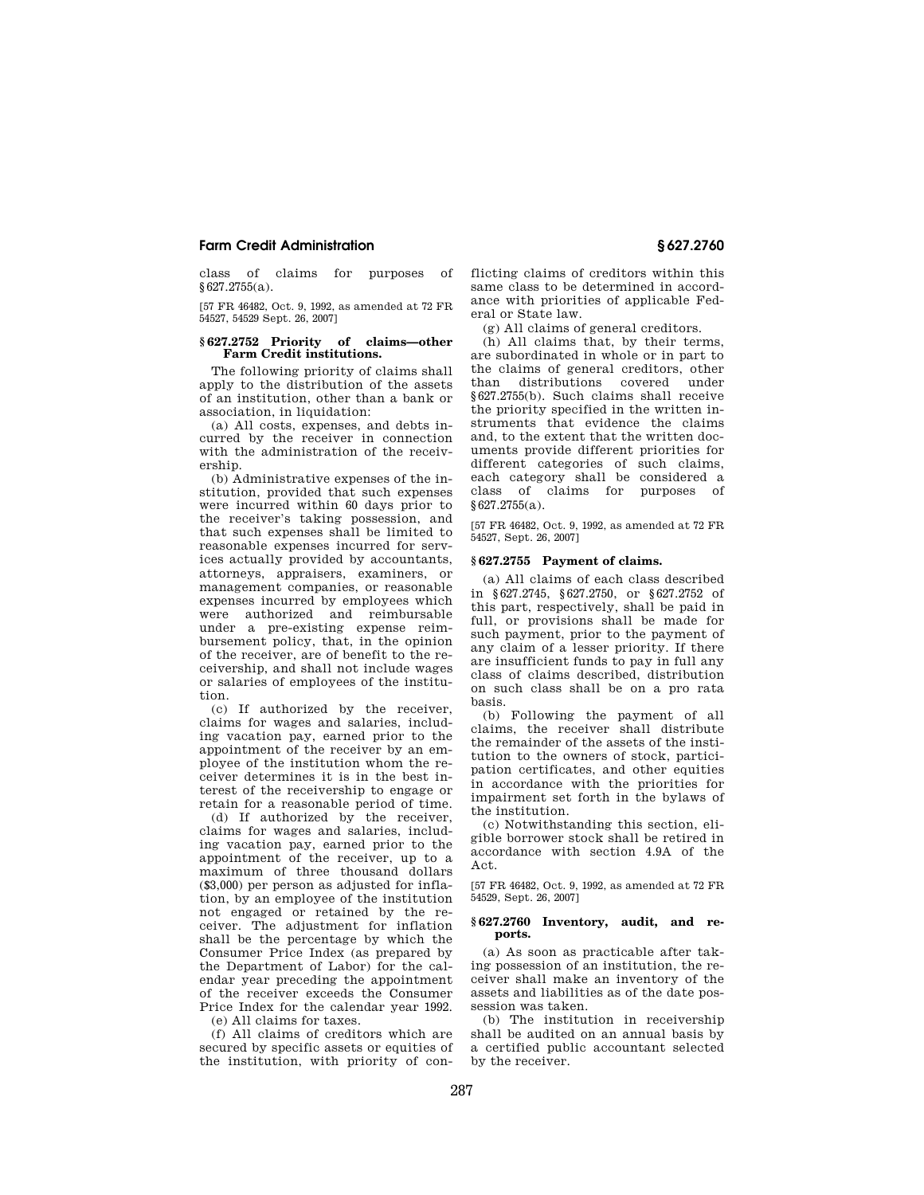class of claims for purposes of §627.2755(a).

[57 FR 46482, Oct. 9, 1992, as amended at 72 FR 54527, 54529 Sept. 26, 2007]

### §627.2752 Priority of claims—other Farm Credit institutions.

The following priority of claims shall apply to the distribution of the assets of an institution, other than a bank or association, in liquidation:

(a) All costs, expenses, and debts incurred by the receiver in connection with the administration of the receivership.

(b) Administrative expenses of the institution, provided that such expenses were incurred within 60 days prior to the receiver's taking possession, and that such expenses shall be limited to reasonable expenses incurred for services actually provided by accountants, attorneys, appraisers, examiners, or management companies, or reasonable expenses incurred by employees which were authorized and reimbursable under a pre-existing expense reimbursement policy, that, in the opinion of the receiver, are of benefit to the receivership, and shall not include wages or salaries of employees of the institution.

(c) If authorized by the receiver, claims for wages and salaries, including vacation pay, earned prior to the appointment of the receiver by an employee of the institution whom the receiver determines it is in the best interest of the receivership to engage or retain for a reasonable period of time.

(d) If authorized by the receiver, claims for wages and salaries, including vacation pay, earned prior to the appointment of the receiver, up to a maximum of three thousand dollars ($3,000) per person as adjusted for inflation, by an employee of the institution not engaged or retained by the receiver. The adjustment for inflation shall be the percentage by which the Consumer Price Index (as prepared by the Department of Labor) for the calendar year preceding the appointment of the receiver exceeds the Consumer Price Index for the calendar year 1992.

(e) All claims for taxes.

(f) All claims of creditors which are secured by specific assets or equities of the institution, with priority of conflicting claims of creditors within this same class to be determined in accordance with priorities of applicable Federal or State law.

(g) All claims of general creditors.

(h) All claims that, by their terms, are subordinated in whole or in part to the claims of general creditors, other than distributions covered under §627.2755(b). Such claims shall receive the priority specified in the written instruments that evidence the claims and, to the extent that the written documents provide different priorities for different categories of such claims, each category shall be considered a class of claims for purposes of §627.2755(a).

[57 FR 46482, Oct. 9, 1992, as amended at 72 FR 54527, Sept. 26, 2007]

### §627.2755 Payment of claims.

(a) All claims of each class described in §627.2745, §627.2750, or §627.2752 of this part, respectively, shall be paid in full, or provisions shall be made for such payment, prior to the payment of any claim of a lesser priority. If there are insufficient funds to pay in full any class of claims described, distribution on such class shall be on a pro rata basis.

(b) Following the payment of all claims, the receiver shall distribute the remainder of the assets of the institution to the owners of stock, participation certificates, and other equities in accordance with the priorities for impairment set forth in the bylaws of the institution.

(c) Notwithstanding this section, eligible borrower stock shall be retired in accordance with section 4.9A of the Act.

[57 FR 46482, Oct. 9, 1992, as amended at 72 FR 54529, Sept. 26, 2007]

### §627.2760 Inventory, audit, and reports.

(a) As soon as practicable after taking possession of an institution, the receiver shall make an inventory of the assets and liabilities as of the date possession was taken.

(b) The institution in receivership shall be audited on an annual basis by a certified public accountant selected by the receiver.